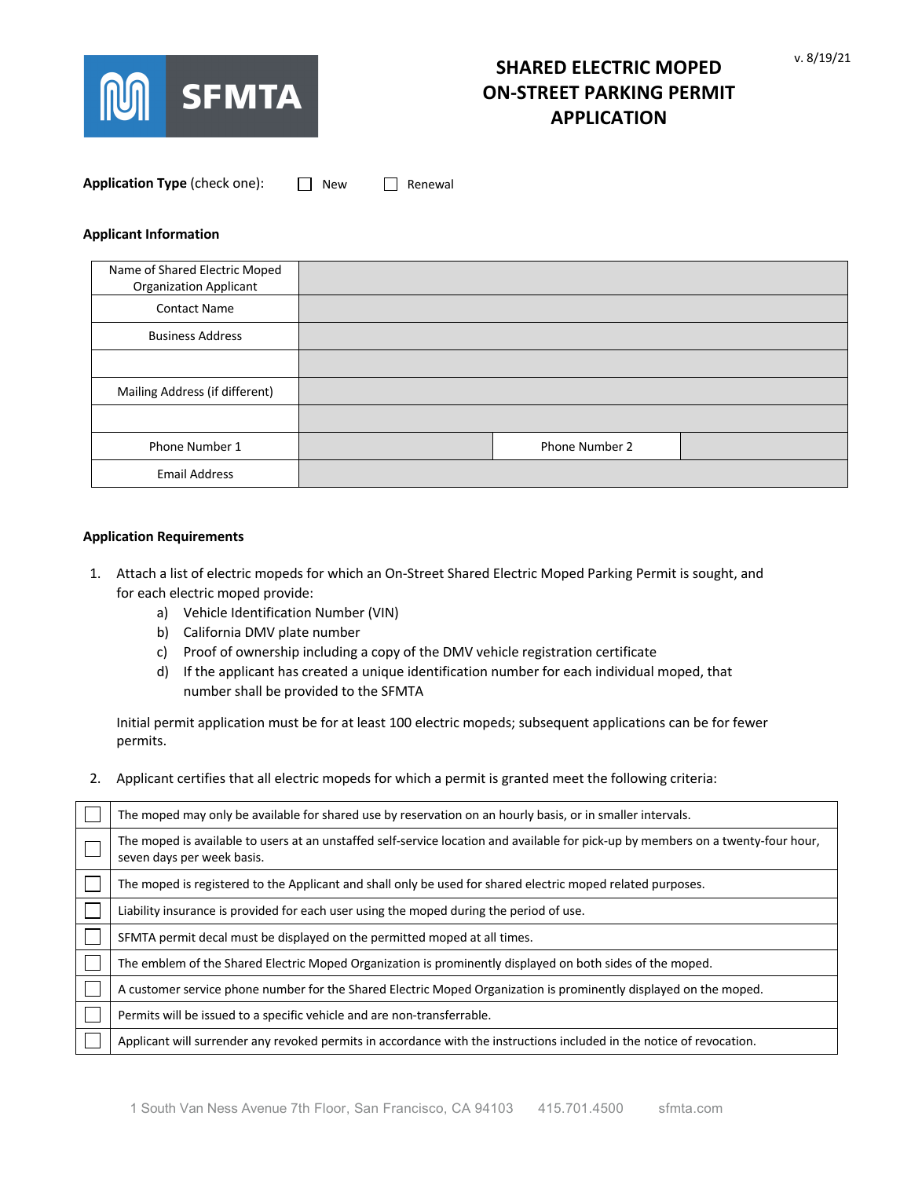v. 8/19/21

# SHARED ELECTRIC MOPED ON-STREET PARKING PERMIT APPLICATION

**Application Type** (check one): ☐ New ☐ Renewal

**Applicant Information**

| | | | |
|---|---|---|---|
| Name of Shared Electric Moped Organization Applicant | | | |
| Contact Name | | | |
| Business Address | | | |
| | | | |
| Mailing Address (if different) | | | |
| | | | |
| Phone Number 1 | | Phone Number 2 | |
| Email Address | | | |

**Application Requirements**

1. Attach a list of electric mopeds for which an On-Street Shared Electric Moped Parking Permit is sought, and for each electric moped provide:
   a) Vehicle Identification Number (VIN)
   b) California DMV plate number
   c) Proof of ownership including a copy of the DMV vehicle registration certificate
   d) If the applicant has created a unique identification number for each individual moped, that number shall be provided to the SFMTA

   Initial permit application must be for at least 100 electric mopeds; subsequent applications can be for fewer permits.

2. Applicant certifies that all electric mopeds for which a permit is granted meet the following criteria:

| | |
|---|---|
| ☐ | The moped may only be available for shared use by reservation on an hourly basis, or in smaller intervals. |
| ☐ | The moped is available to users at an unstaffed self-service location and available for pick-up by members on a twenty-four hour, seven days per week basis. |
| ☐ | The moped is registered to the Applicant and shall only be used for shared electric moped related purposes. |
| ☐ | Liability insurance is provided for each user using the moped during the period of use. |
| ☐ | SFMTA permit decal must be displayed on the permitted moped at all times. |
| ☐ | The emblem of the Shared Electric Moped Organization is prominently displayed on both sides of the moped. |
| ☐ | A customer service phone number for the Shared Electric Moped Organization is prominently displayed on the moped. |
| ☐ | Permits will be issued to a specific vehicle and are non-transferrable. |
| ☐ | Applicant will surrender any revoked permits in accordance with the instructions included in the notice of revocation. |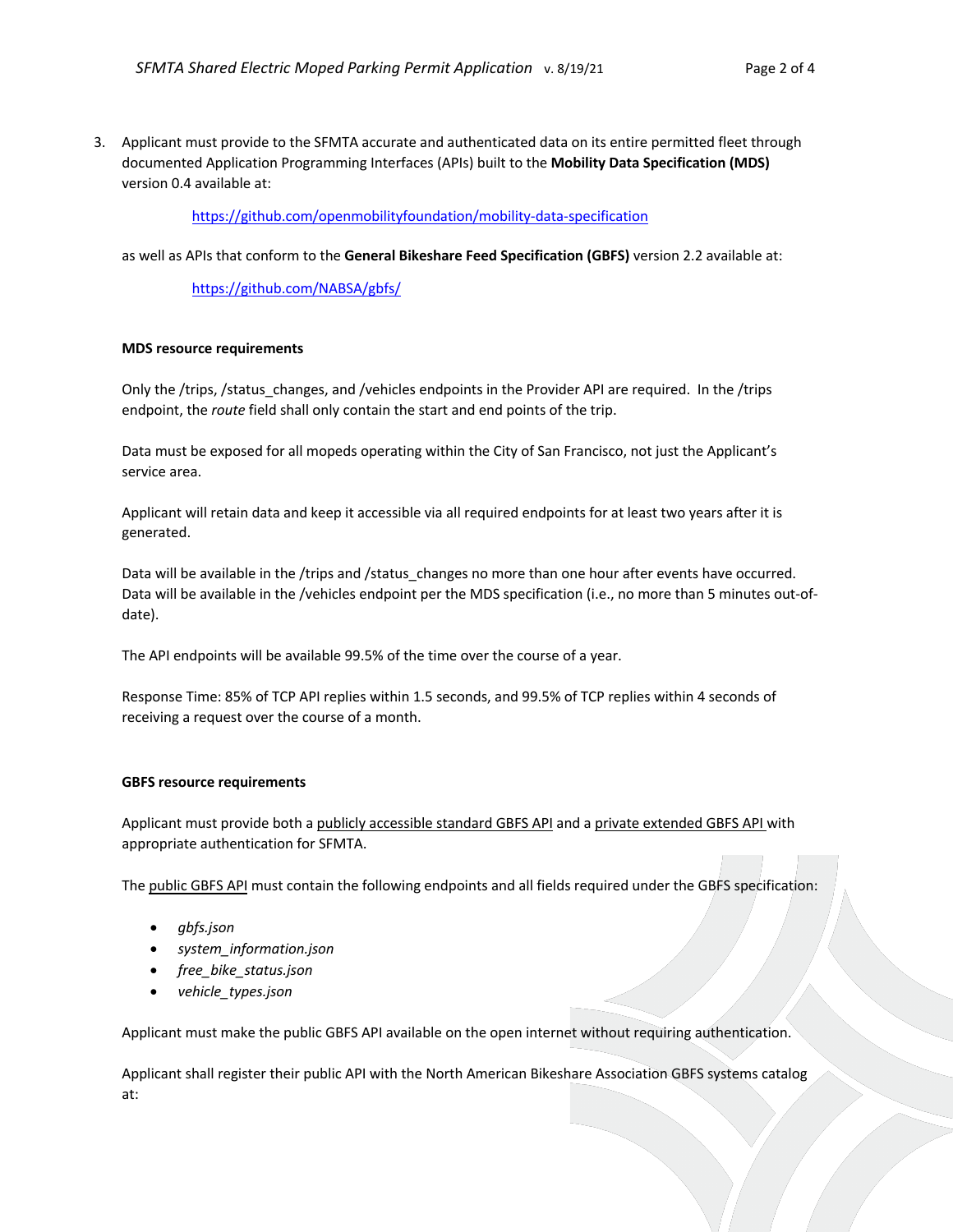3. Applicant must provide to the SFMTA accurate and authenticated data on its entire permitted fleet through documented Application Programming Interfaces (APIs) built to the **Mobility Data Specification (MDS)** version 0.4 available at:

   https://github.com/openmobilityfoundation/mobility-data-specification

   as well as APIs that conform to the **General Bikeshare Feed Specification (GBFS)** version 2.2 available at:

   https://github.com/NABSA/gbfs/

   **MDS resource requirements**

   Only the /trips, /status_changes, and /vehicles endpoints in the Provider API are required. In the /trips endpoint, the *route* field shall only contain the start and end points of the trip.

   Data must be exposed for all mopeds operating within the City of San Francisco, not just the Applicant's service area.

   Applicant will retain data and keep it accessible via all required endpoints for at least two years after it is generated.

   Data will be available in the /trips and /status_changes no more than one hour after events have occurred. Data will be available in the /vehicles endpoint per the MDS specification (i.e., no more than 5 minutes out-of-date).

   The API endpoints will be available 99.5% of the time over the course of a year.

   Response Time: 85% of TCP API replies within 1.5 seconds, and 99.5% of TCP replies within 4 seconds of receiving a request over the course of a month.

   **GBFS resource requirements**

   Applicant must provide both a publicly accessible standard GBFS API and a private extended GBFS API with appropriate authentication for SFMTA.

   The public GBFS API must contain the following endpoints and all fields required under the GBFS specification:

   - *gbfs.json*
   - *system_information.json*
   - *free_bike_status.json*
   - *vehicle_types.json*

   Applicant must make the public GBFS API available on the open internet without requiring authentication.

   Applicant shall register their public API with the North American Bikeshare Association GBFS systems catalog at: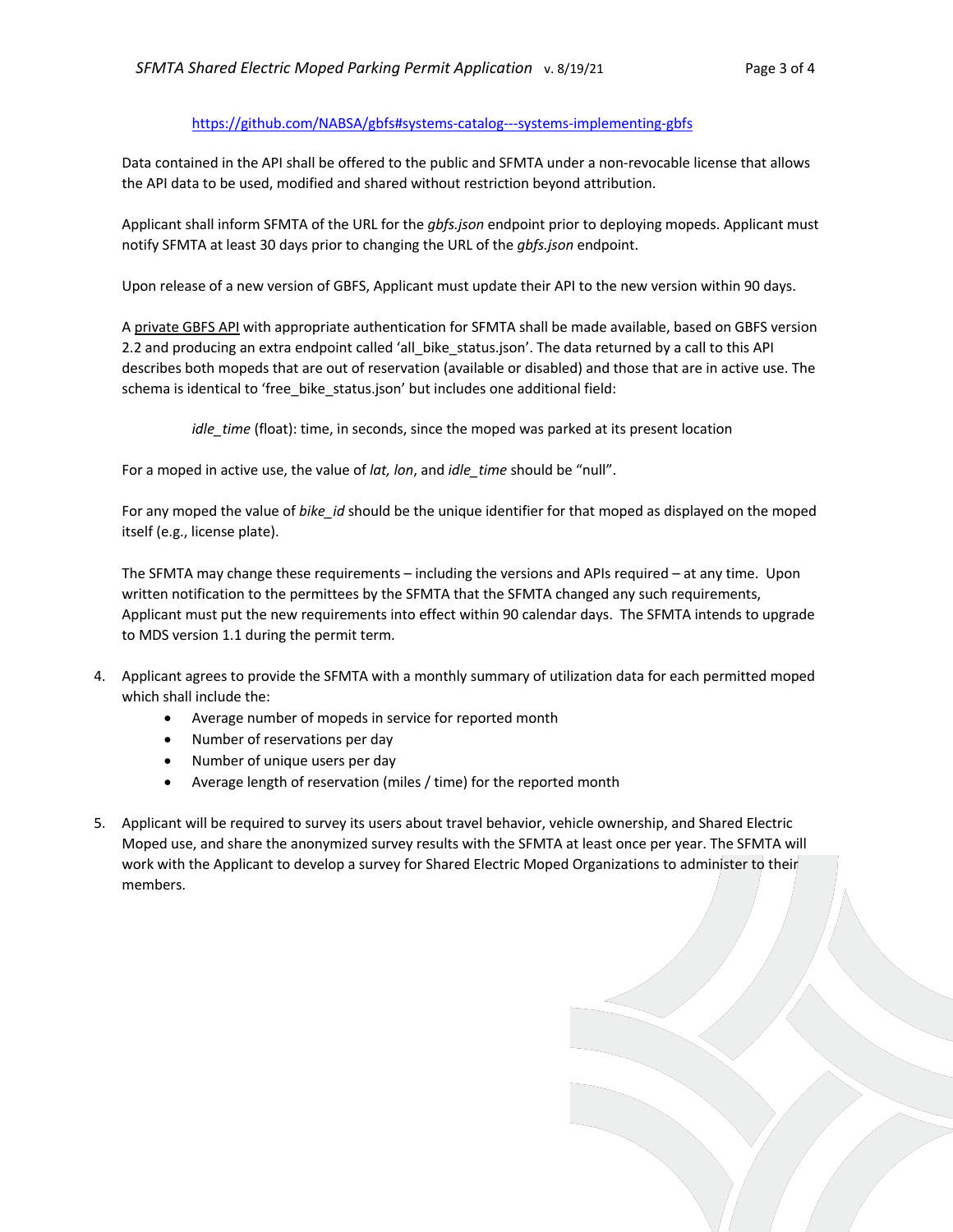https://github.com/NABSA/gbfs#systems-catalog---systems-implementing-gbfs

Data contained in the API shall be offered to the public and SFMTA under a non-revocable license that allows the API data to be used, modified and shared without restriction beyond attribution.

Applicant shall inform SFMTA of the URL for the *gbfs.json* endpoint prior to deploying mopeds. Applicant must notify SFMTA at least 30 days prior to changing the URL of the *gbfs.json* endpoint.

Upon release of a new version of GBFS, Applicant must update their API to the new version within 90 days.

A private GBFS API with appropriate authentication for SFMTA shall be made available, based on GBFS version 2.2 and producing an extra endpoint called 'all_bike_status.json'. The data returned by a call to this API describes both mopeds that are out of reservation (available or disabled) and those that are in active use. The schema is identical to 'free_bike_status.json' but includes one additional field:

> *idle_time* (float): time, in seconds, since the moped was parked at its present location

For a moped in active use, the value of *lat, lon*, and *idle_time* should be "null".

For any moped the value of *bike_id* should be the unique identifier for that moped as displayed on the moped itself (e.g., license plate).

The SFMTA may change these requirements – including the versions and APIs required – at any time. Upon written notification to the permittees by the SFMTA that the SFMTA changed any such requirements, Applicant must put the new requirements into effect within 90 calendar days. The SFMTA intends to upgrade to MDS version 1.1 during the permit term.

4. Applicant agrees to provide the SFMTA with a monthly summary of utilization data for each permitted moped which shall include the:
   - Average number of mopeds in service for reported month
   - Number of reservations per day
   - Number of unique users per day
   - Average length of reservation (miles / time) for the reported month

5. Applicant will be required to survey its users about travel behavior, vehicle ownership, and Shared Electric Moped use, and share the anonymized survey results with the SFMTA at least once per year. The SFMTA will work with the Applicant to develop a survey for Shared Electric Moped Organizations to administer to their members.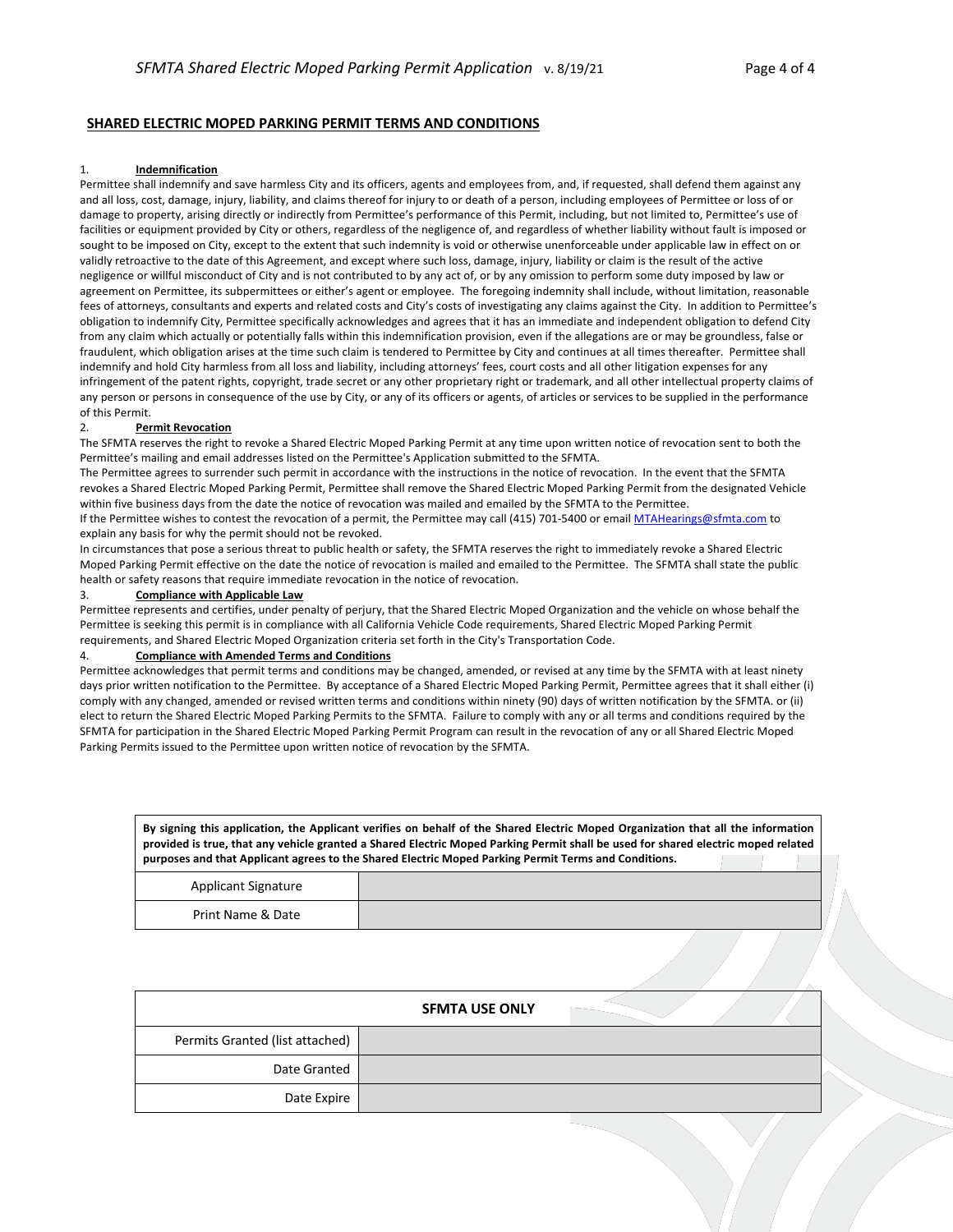## SHARED ELECTRIC MOPED PARKING PERMIT TERMS AND CONDITIONS

1. **Indemnification**

Permittee shall indemnify and save harmless City and its officers, agents and employees from, and, if requested, shall defend them against any and all loss, cost, damage, injury, liability, and claims thereof for injury to or death of a person, including employees of Permittee or loss of or damage to property, arising directly or indirectly from Permittee's performance of this Permit, including, but not limited to, Permittee's use of facilities or equipment provided by City or others, regardless of the negligence of, and regardless of whether liability without fault is imposed or sought to be imposed on City, except to the extent that such indemnity is void or otherwise unenforceable under applicable law in effect on or validly retroactive to the date of this Agreement, and except where such loss, damage, injury, liability or claim is the result of the active negligence or willful misconduct of City and is not contributed to by any act of, or by any omission to perform some duty imposed by law or agreement on Permittee, its subpermittees or either's agent or employee. The foregoing indemnity shall include, without limitation, reasonable fees of attorneys, consultants and experts and related costs and City's costs of investigating any claims against the City. In addition to Permittee's obligation to indemnify City, Permittee specifically acknowledges and agrees that it has an immediate and independent obligation to defend City from any claim which actually or potentially falls within this indemnification provision, even if the allegations are or may be groundless, false or fraudulent, which obligation arises at the time such claim is tendered to Permittee by City and continues at all times thereafter. Permittee shall indemnify and hold City harmless from all loss and liability, including attorneys' fees, court costs and all other litigation expenses for any infringement of the patent rights, copyright, trade secret or any other proprietary right or trademark, and all other intellectual property claims of any person or persons in consequence of the use by City, or any of its officers or agents, of articles or services to be supplied in the performance of this Permit.

2. **Permit Revocation**

The SFMTA reserves the right to revoke a Shared Electric Moped Parking Permit at any time upon written notice of revocation sent to both the Permittee's mailing and email addresses listed on the Permittee's Application submitted to the SFMTA.

The Permittee agrees to surrender such permit in accordance with the instructions in the notice of revocation. In the event that the SFMTA revokes a Shared Electric Moped Parking Permit, Permittee shall remove the Shared Electric Moped Parking Permit from the designated Vehicle within five business days from the date the notice of revocation was mailed and emailed by the SFMTA to the Permittee.

If the Permittee wishes to contest the revocation of a permit, the Permittee may call (415) 701-5400 or email MTAHearings@sfmta.com to explain any basis for why the permit should not be revoked.

In circumstances that pose a serious threat to public health or safety, the SFMTA reserves the right to immediately revoke a Shared Electric Moped Parking Permit effective on the date the notice of revocation is mailed and emailed to the Permittee. The SFMTA shall state the public health or safety reasons that require immediate revocation in the notice of revocation.

3. **Compliance with Applicable Law**

Permittee represents and certifies, under penalty of perjury, that the Shared Electric Moped Organization and the vehicle on whose behalf the Permittee is seeking this permit is in compliance with all California Vehicle Code requirements, Shared Electric Moped Parking Permit requirements, and Shared Electric Moped Organization criteria set forth in the City's Transportation Code.

4. **Compliance with Amended Terms and Conditions**

Permittee acknowledges that permit terms and conditions may be changed, amended, or revised at any time by the SFMTA with at least ninety days prior written notification to the Permittee. By acceptance of a Shared Electric Moped Parking Permit, Permittee agrees that it shall either (i) comply with any changed, amended or revised written terms and conditions within ninety (90) days of written notification by the SFMTA. or (ii) elect to return the Shared Electric Moped Parking Permits to the SFMTA. Failure to comply with any or all terms and conditions required by the SFMTA for participation in the Shared Electric Moped Parking Permit Program can result in the revocation of any or all Shared Electric Moped Parking Permits issued to the Permittee upon written notice of revocation by the SFMTA.

**By signing this application, the Applicant verifies on behalf of the Shared Electric Moped Organization that all the information provided is true, that any vehicle granted a Shared Electric Moped Parking Permit shall be used for shared electric moped related purposes and that Applicant agrees to the Shared Electric Moped Parking Permit Terms and Conditions.**

| | |
|---|---|
| Applicant Signature | |
| Print Name & Date | |

| SFMTA USE ONLY | |
|---|---|
| Permits Granted (list attached) | |
| Date Granted | |
| Date Expire | |